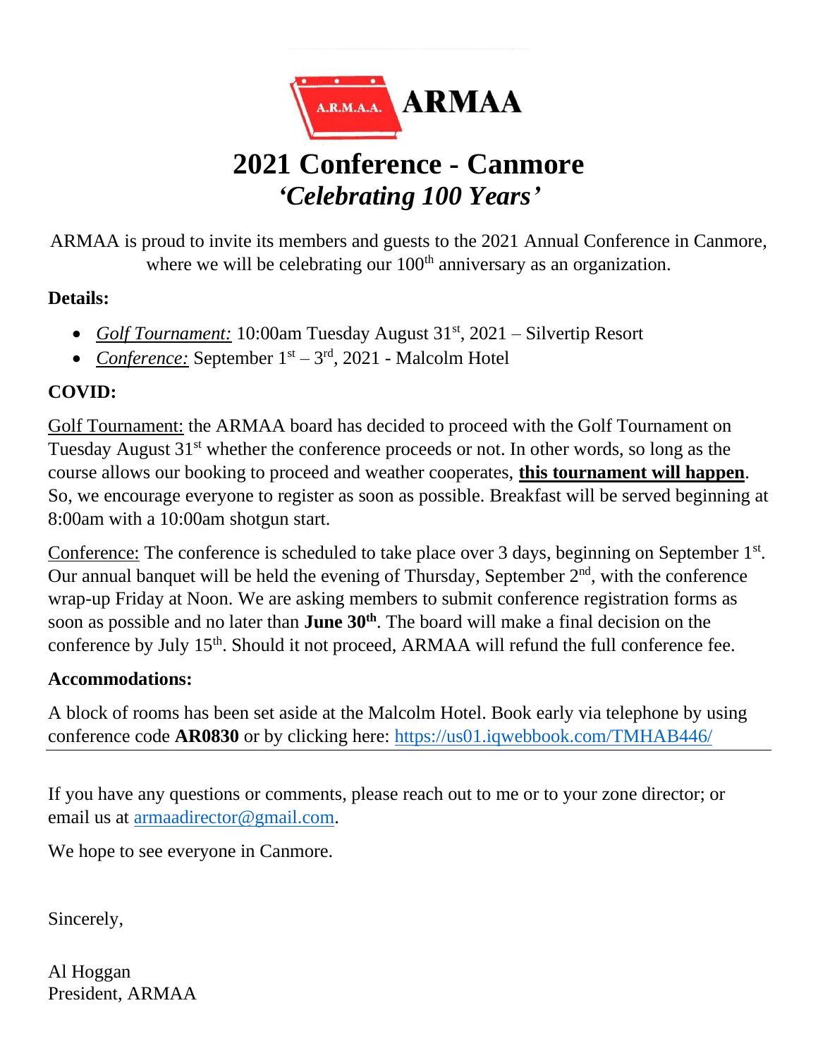ARMAA

# 2021 Conference - Canmore

## *'Celebrating 100 Years'*

ARMAA is proud to invite its members and guests to the 2021 Annual Conference in Canmore, where we will be celebrating our 100th anniversary as an organization.

**Details:**

- *Golf Tournament:* 10:00am Tuesday August 31st, 2021 – Silvertip Resort
- *Conference:* September 1st – 3rd, 2021 - Malcolm Hotel

**COVID:**

Golf Tournament: the ARMAA board has decided to proceed with the Golf Tournament on Tuesday August 31st whether the conference proceeds or not. In other words, so long as the course allows our booking to proceed and weather cooperates, **this tournament will happen**. So, we encourage everyone to register as soon as possible. Breakfast will be served beginning at 8:00am with a 10:00am shotgun start.

Conference: The conference is scheduled to take place over 3 days, beginning on September 1st. Our annual banquet will be held the evening of Thursday, September 2nd, with the conference wrap-up Friday at Noon. We are asking members to submit conference registration forms as soon as possible and no later than **June 30th**. The board will make a final decision on the conference by July 15th. Should it not proceed, ARMAA will refund the full conference fee.

**Accommodations:**

A block of rooms has been set aside at the Malcolm Hotel. Book early via telephone by using conference code **AR0830** or by clicking here: https://us01.iqwebbook.com/TMHAB446/

---

If you have any questions or comments, please reach out to me or to your zone director; or email us at armaadirector@gmail.com.

We hope to see everyone in Canmore.

Sincerely,

Al Hoggan
President, ARMAA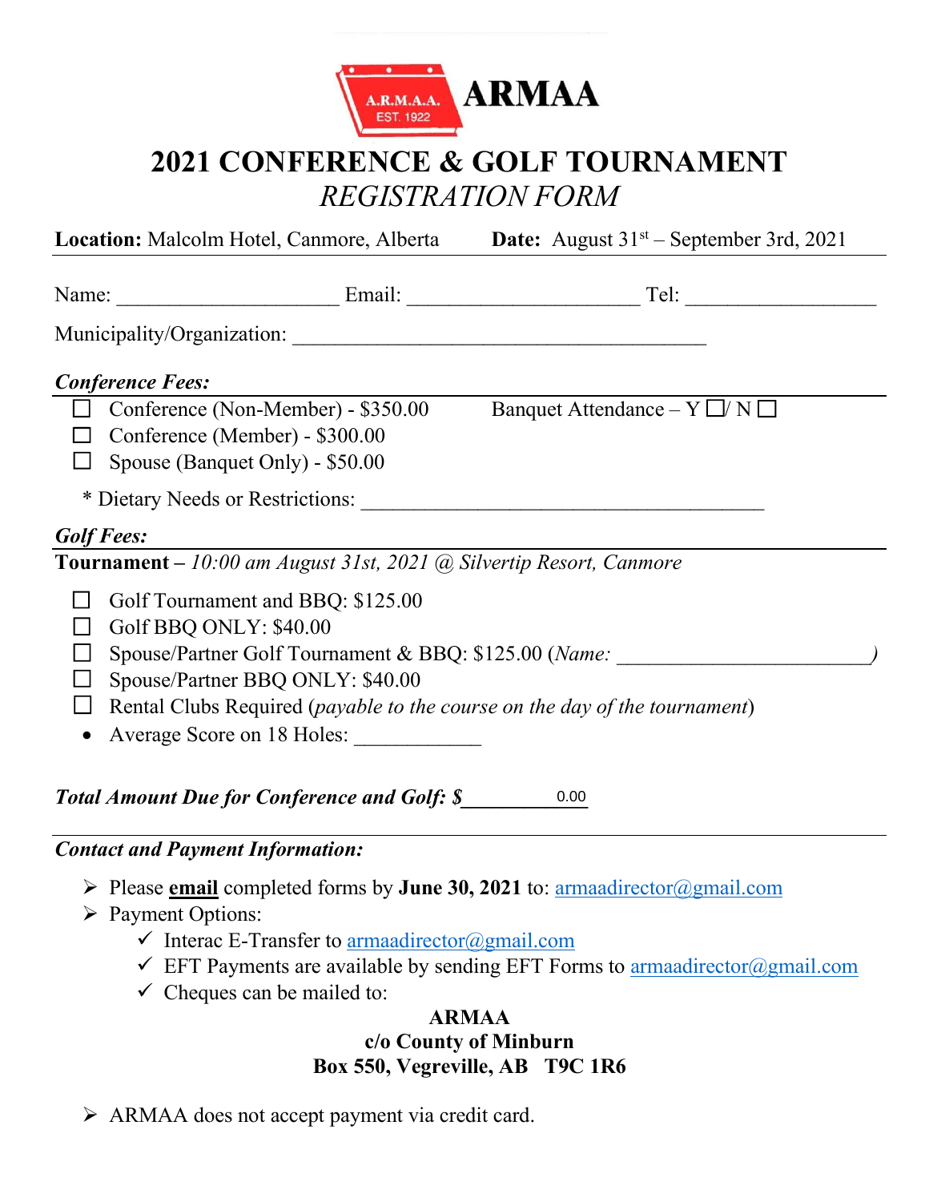ARMAA

# 2021 CONFERENCE & GOLF TOURNAMENT

## *REGISTRATION FORM*

**Location:** Malcolm Hotel, Canmore, Alberta **Date:** August 31st – September 3rd, 2021

Name: ____________________ Email: _____________________ Tel: _________________

Municipality/Organization: ______________________________________

***Conference Fees:***

- ☐ Conference (Non-Member) - $350.00
- ☐ Conference (Member) - $300.00
- ☐ Spouse (Banquet Only) - $50.00

Banquet Attendance – Y ☐/ N ☐

\* Dietary Needs or Restrictions: ______________________________________

***Golf Fees:***

**Tournament** – *10:00 am August 31st, 2021 @ Silvertip Resort, Canmore*

- ☐ Golf Tournament and BBQ: $125.00
- ☐ Golf BBQ ONLY: $40.00
- ☐ Spouse/Partner Golf Tournament & BBQ: $125.00 (*Name: ________________________)*
- ☐ Spouse/Partner BBQ ONLY: $40.00
- ☐ Rental Clubs Required (*payable to the course on the day of the tournament*)
- Average Score on 18 Holes: ___________

***Total Amount Due for Conference and Golf: $*** 0.00

***Contact and Payment Information:***

- Please **email** completed forms by **June 30, 2021** to: armaadirector@gmail.com
- Payment Options:
  - ✓ Interac E-Transfer to armaadirector@gmail.com
  - ✓ EFT Payments are available by sending EFT Forms to armaadirector@gmail.com
  - ✓ Cheques can be mailed to:

**ARMAA**
**c/o County of Minburn**
**Box 550, Vegreville, AB T9C 1R6**

- ARMAA does not accept payment via credit card.